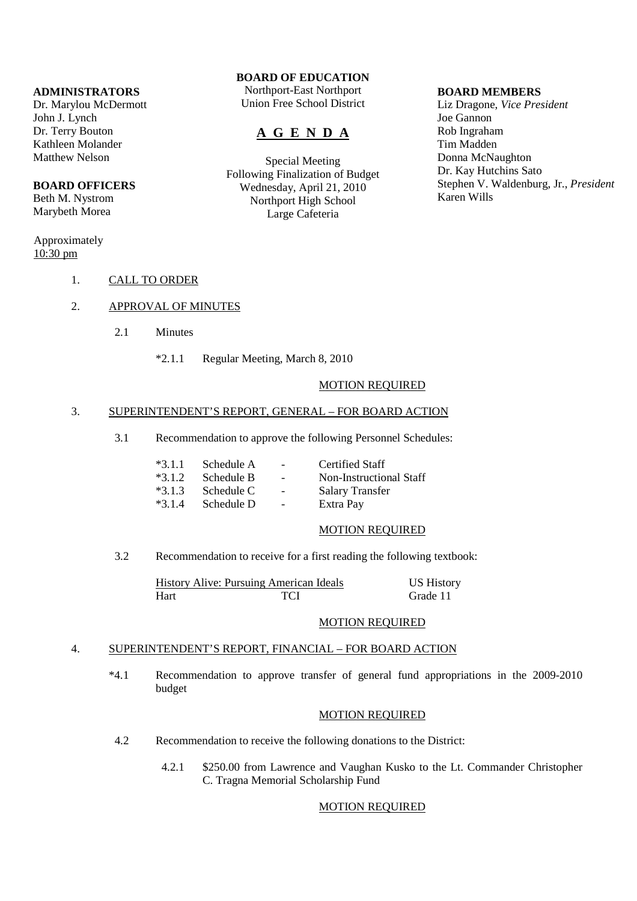**ADMINISTRATORS**
Dr. Marylou McDermott
John J. Lynch
Dr. Terry Bouton
Kathleen Molander
Matthew Nelson

**BOARD OFFICERS**
Beth M. Nystrom
Marybeth Morea

**BOARD OF EDUCATION**
Northport-East Northport
Union Free School District

# A G E N D A

Special Meeting
Following Finalization of Budget
Wednesday, April 21, 2010
Northport High School
Large Cafeteria

**BOARD MEMBERS**
Liz Dragone, *Vice President*
Joe Gannon
Rob Ingraham
Tim Madden
Donna McNaughton
Dr. Kay Hutchins Sato
Stephen V. Waldenburg, Jr., *President*
Karen Wills

Approximately
10:30 pm

1. CALL TO ORDER

2. APPROVAL OF MINUTES

   2.1 Minutes

   *2.1.1 Regular Meeting, March 8, 2010

   MOTION REQUIRED

3. SUPERINTENDENT'S REPORT, GENERAL – FOR BOARD ACTION

   3.1 Recommendation to approve the following Personnel Schedules:

   *3.1.1 Schedule A - Certified Staff
   *3.1.2 Schedule B - Non-Instructional Staff
   *3.1.3 Schedule C - Salary Transfer
   *3.1.4 Schedule D - Extra Pay

   MOTION REQUIRED

   3.2 Recommendation to receive for a first reading the following textbook:

   History Alive: Pursuing American Ideals — US History
   Hart — TCI — Grade 11

   MOTION REQUIRED

4. SUPERINTENDENT'S REPORT, FINANCIAL – FOR BOARD ACTION

   *4.1 Recommendation to approve transfer of general fund appropriations in the 2009-2010 budget

   MOTION REQUIRED

   4.2 Recommendation to receive the following donations to the District:

   4.2.1 $250.00 from Lawrence and Vaughan Kusko to the Lt. Commander Christopher C. Tragna Memorial Scholarship Fund

   MOTION REQUIRED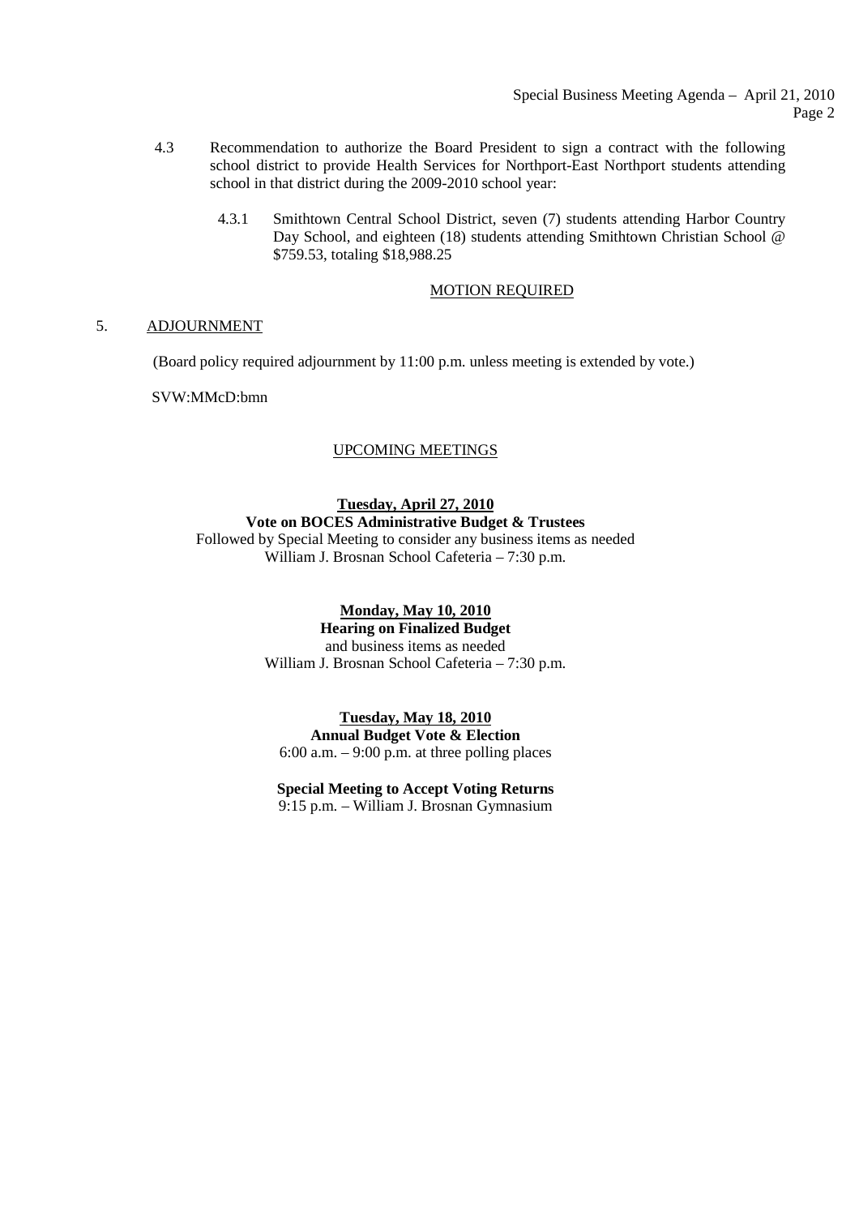4.3 Recommendation to authorize the Board President to sign a contract with the following school district to provide Health Services for Northport-East Northport students attending school in that district during the 2009-2010 school year:

4.3.1 Smithtown Central School District, seven (7) students attending Harbor Country Day School, and eighteen (18) students attending Smithtown Christian School @ \$759.53, totaling \$18,988.25

MOTION REQUIRED

5. ADJOURNMENT

(Board policy required adjournment by 11:00 p.m. unless meeting is extended by vote.)

SVW:MMcD:bmn

UPCOMING MEETINGS

**Tuesday, April 27, 2010**
**Vote on BOCES Administrative Budget & Trustees**
Followed by Special Meeting to consider any business items as needed
William J. Brosnan School Cafeteria – 7:30 p.m.

**Monday, May 10, 2010**
**Hearing on Finalized Budget**
and business items as needed
William J. Brosnan School Cafeteria – 7:30 p.m.

**Tuesday, May 18, 2010**
**Annual Budget Vote & Election**
6:00 a.m. – 9:00 p.m. at three polling places

**Special Meeting to Accept Voting Returns**
9:15 p.m. – William J. Brosnan Gymnasium